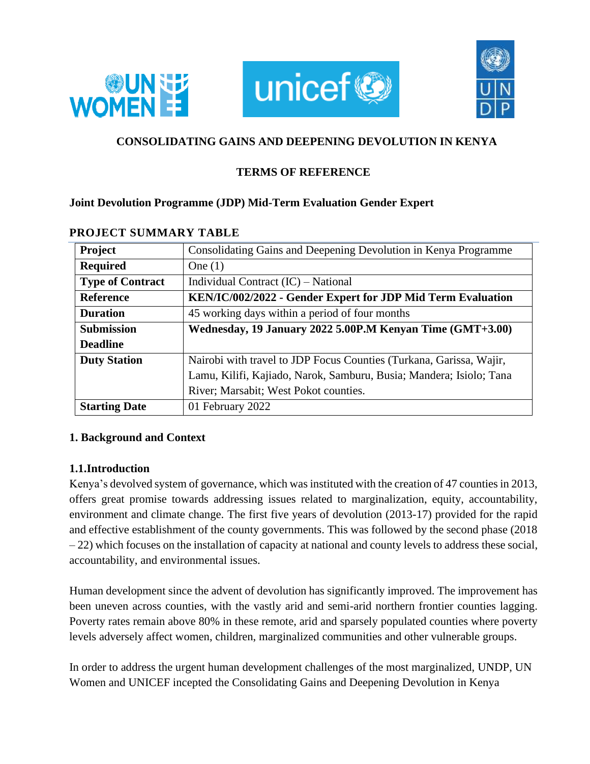**CONSOLIDATING GAINS AND DEEPENING DEVOLUTION IN KENYA**

**TERMS OF REFERENCE**

**Joint Devolution Programme (JDP) Mid-Term Evaluation Gender Expert**

**PROJECT SUMMARY TABLE**

| | |
|---|---|
| **Project** | Consolidating Gains and Deepening Devolution in Kenya Programme |
| **Required** | One (1) |
| **Type of Contract** | Individual Contract (IC) – National |
| **Reference** | **KEN/IC/002/2022 - Gender Expert for JDP Mid Term Evaluation** |
| **Duration** | 45 working days within a period of four months |
| **Submission Deadline** | **Wednesday, 19 January 2022 5.00P.M Kenyan Time (GMT+3.00)** |
| **Duty Station** | Nairobi with travel to JDP Focus Counties (Turkana, Garissa, Wajir, Lamu, Kilifi, Kajiado, Narok, Samburu, Busia; Mandera; Isiolo; Tana River; Marsabit; West Pokot counties. |
| **Starting Date** | 01 February 2022 |

## 1. Background and Context

### 1.1.Introduction

Kenya's devolved system of governance, which was instituted with the creation of 47 counties in 2013, offers great promise towards addressing issues related to marginalization, equity, accountability, environment and climate change. The first five years of devolution (2013-17) provided for the rapid and effective establishment of the county governments. This was followed by the second phase (2018 – 22) which focuses on the installation of capacity at national and county levels to address these social, accountability, and environmental issues.

Human development since the advent of devolution has significantly improved. The improvement has been uneven across counties, with the vastly arid and semi-arid northern frontier counties lagging. Poverty rates remain above 80% in these remote, arid and sparsely populated counties where poverty levels adversely affect women, children, marginalized communities and other vulnerable groups.

In order to address the urgent human development challenges of the most marginalized, UNDP, UN Women and UNICEF incepted the Consolidating Gains and Deepening Devolution in Kenya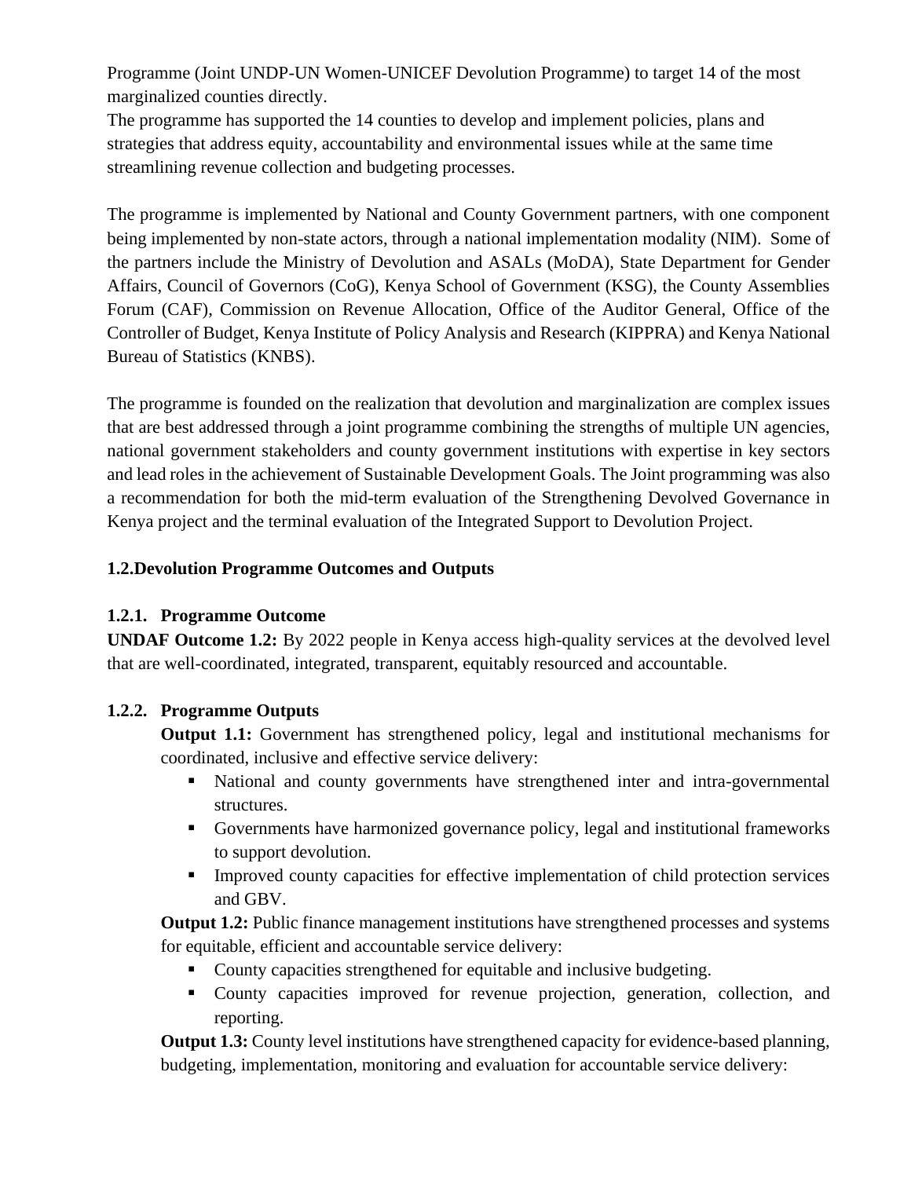Programme (Joint UNDP-UN Women-UNICEF Devolution Programme) to target 14 of the most marginalized counties directly.
The programme has supported the 14 counties to develop and implement policies, plans and strategies that address equity, accountability and environmental issues while at the same time streamlining revenue collection and budgeting processes.

The programme is implemented by National and County Government partners, with one component being implemented by non-state actors, through a national implementation modality (NIM). Some of the partners include the Ministry of Devolution and ASALs (MoDA), State Department for Gender Affairs, Council of Governors (CoG), Kenya School of Government (KSG), the County Assemblies Forum (CAF), Commission on Revenue Allocation, Office of the Auditor General, Office of the Controller of Budget, Kenya Institute of Policy Analysis and Research (KIPPRA) and Kenya National Bureau of Statistics (KNBS).

The programme is founded on the realization that devolution and marginalization are complex issues that are best addressed through a joint programme combining the strengths of multiple UN agencies, national government stakeholders and county government institutions with expertise in key sectors and lead roles in the achievement of Sustainable Development Goals. The Joint programming was also a recommendation for both the mid-term evaluation of the Strengthening Devolved Governance in Kenya project and the terminal evaluation of the Integrated Support to Devolution Project.

## 1.2. Devolution Programme Outcomes and Outputs

### 1.2.1. Programme Outcome

**UNDAF Outcome 1.2:** By 2022 people in Kenya access high-quality services at the devolved level that are well-coordinated, integrated, transparent, equitably resourced and accountable.

### 1.2.2. Programme Outputs

**Output 1.1:** Government has strengthened policy, legal and institutional mechanisms for coordinated, inclusive and effective service delivery:

- National and county governments have strengthened inter and intra-governmental structures.
- Governments have harmonized governance policy, legal and institutional frameworks to support devolution.
- Improved county capacities for effective implementation of child protection services and GBV.

**Output 1.2:** Public finance management institutions have strengthened processes and systems for equitable, efficient and accountable service delivery:

- County capacities strengthened for equitable and inclusive budgeting.
- County capacities improved for revenue projection, generation, collection, and reporting.

**Output 1.3:** County level institutions have strengthened capacity for evidence-based planning, budgeting, implementation, monitoring and evaluation for accountable service delivery: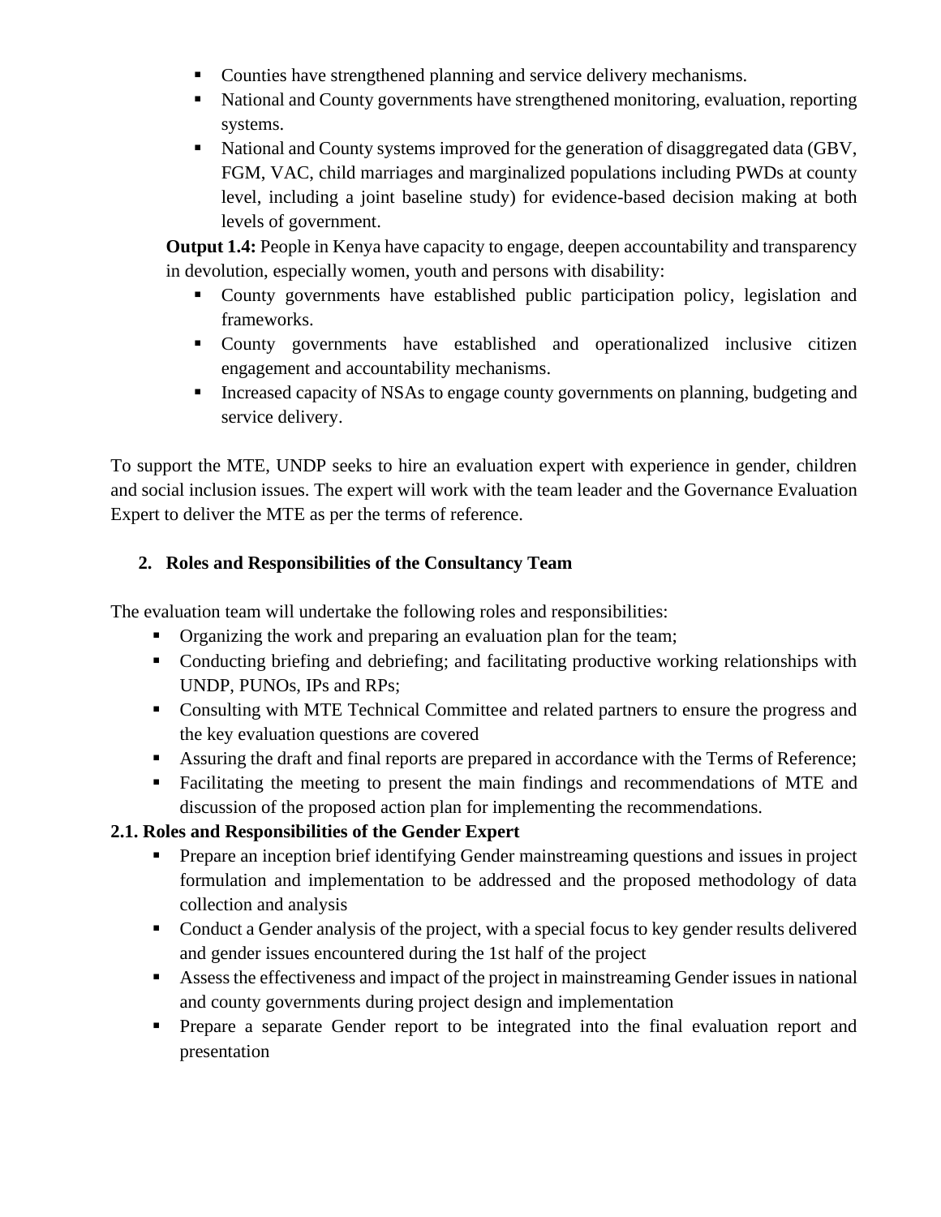- Counties have strengthened planning and service delivery mechanisms.
- National and County governments have strengthened monitoring, evaluation, reporting systems.
- National and County systems improved for the generation of disaggregated data (GBV, FGM, VAC, child marriages and marginalized populations including PWDs at county level, including a joint baseline study) for evidence-based decision making at both levels of government.

**Output 1.4:** People in Kenya have capacity to engage, deepen accountability and transparency in devolution, especially women, youth and persons with disability:

- County governments have established public participation policy, legislation and frameworks.
- County governments have established and operationalized inclusive citizen engagement and accountability mechanisms.
- Increased capacity of NSAs to engage county governments on planning, budgeting and service delivery.

To support the MTE, UNDP seeks to hire an evaluation expert with experience in gender, children and social inclusion issues. The expert will work with the team leader and the Governance Evaluation Expert to deliver the MTE as per the terms of reference.

## 2. Roles and Responsibilities of the Consultancy Team

The evaluation team will undertake the following roles and responsibilities:

- Organizing the work and preparing an evaluation plan for the team;
- Conducting briefing and debriefing; and facilitating productive working relationships with UNDP, PUNOs, IPs and RPs;
- Consulting with MTE Technical Committee and related partners to ensure the progress and the key evaluation questions are covered
- Assuring the draft and final reports are prepared in accordance with the Terms of Reference;
- Facilitating the meeting to present the main findings and recommendations of MTE and discussion of the proposed action plan for implementing the recommendations.

### 2.1. Roles and Responsibilities of the Gender Expert

- Prepare an inception brief identifying Gender mainstreaming questions and issues in project formulation and implementation to be addressed and the proposed methodology of data collection and analysis
- Conduct a Gender analysis of the project, with a special focus to key gender results delivered and gender issues encountered during the 1st half of the project
- Assess the effectiveness and impact of the project in mainstreaming Gender issues in national and county governments during project design and implementation
- Prepare a separate Gender report to be integrated into the final evaluation report and presentation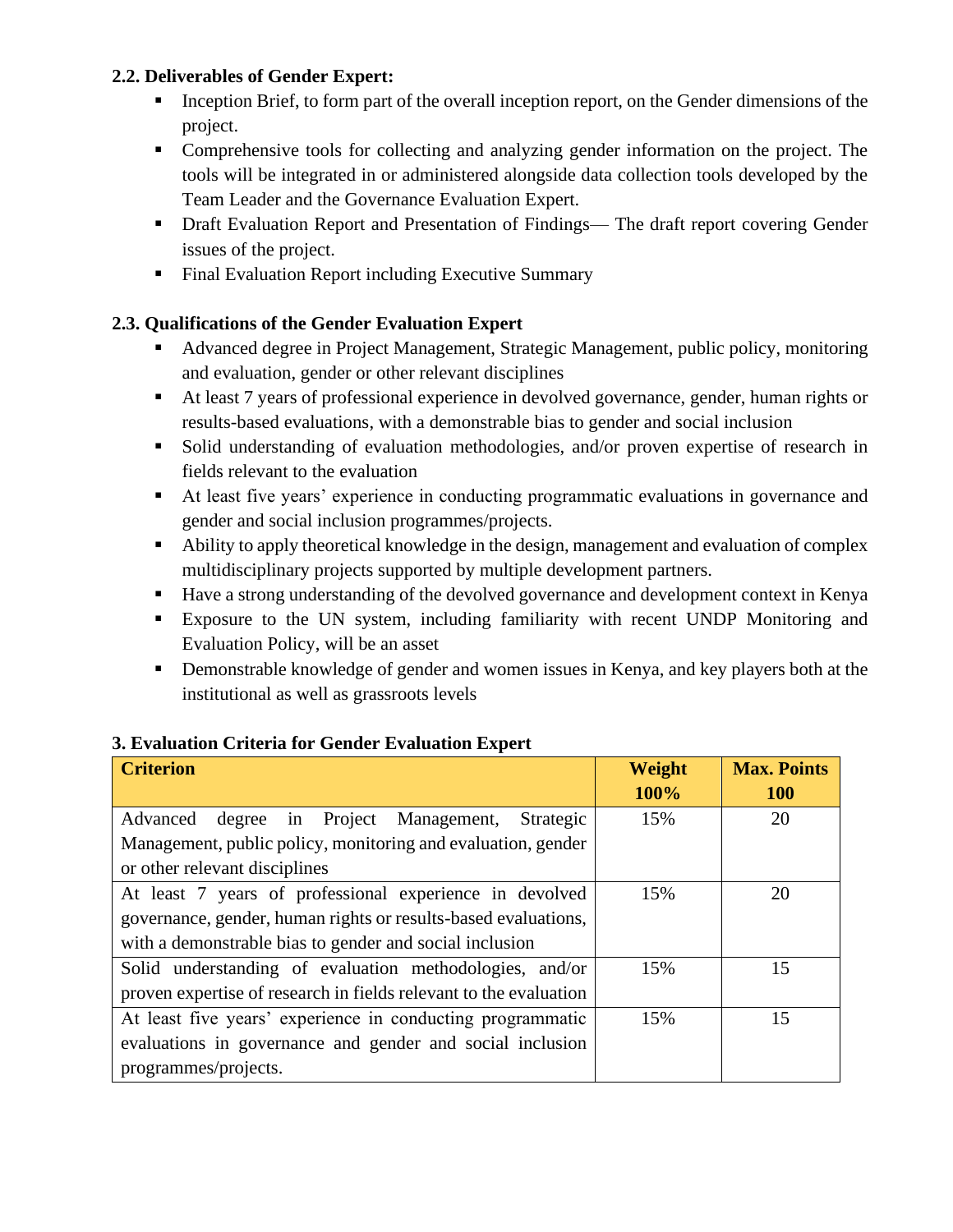### 2.2. Deliverables of Gender Expert:

- Inception Brief, to form part of the overall inception report, on the Gender dimensions of the project.
- Comprehensive tools for collecting and analyzing gender information on the project. The tools will be integrated in or administered alongside data collection tools developed by the Team Leader and the Governance Evaluation Expert.
- Draft Evaluation Report and Presentation of Findings— The draft report covering Gender issues of the project.
- Final Evaluation Report including Executive Summary

### 2.3. Qualifications of the Gender Evaluation Expert

- Advanced degree in Project Management, Strategic Management, public policy, monitoring and evaluation, gender or other relevant disciplines
- At least 7 years of professional experience in devolved governance, gender, human rights or results-based evaluations, with a demonstrable bias to gender and social inclusion
- Solid understanding of evaluation methodologies, and/or proven expertise of research in fields relevant to the evaluation
- At least five years' experience in conducting programmatic evaluations in governance and gender and social inclusion programmes/projects.
- Ability to apply theoretical knowledge in the design, management and evaluation of complex multidisciplinary projects supported by multiple development partners.
- Have a strong understanding of the devolved governance and development context in Kenya
- Exposure to the UN system, including familiarity with recent UNDP Monitoring and Evaluation Policy, will be an asset
- Demonstrable knowledge of gender and women issues in Kenya, and key players both at the institutional as well as grassroots levels

## 3. Evaluation Criteria for Gender Evaluation Expert

| Criterion | Weight 100% | Max. Points 100 |
|---|---|---|
| Advanced degree in Project Management, Strategic Management, public policy, monitoring and evaluation, gender or other relevant disciplines | 15% | 20 |
| At least 7 years of professional experience in devolved governance, gender, human rights or results-based evaluations, with a demonstrable bias to gender and social inclusion | 15% | 20 |
| Solid understanding of evaluation methodologies, and/or proven expertise of research in fields relevant to the evaluation | 15% | 15 |
| At least five years' experience in conducting programmatic evaluations in governance and gender and social inclusion programmes/projects. | 15% | 15 |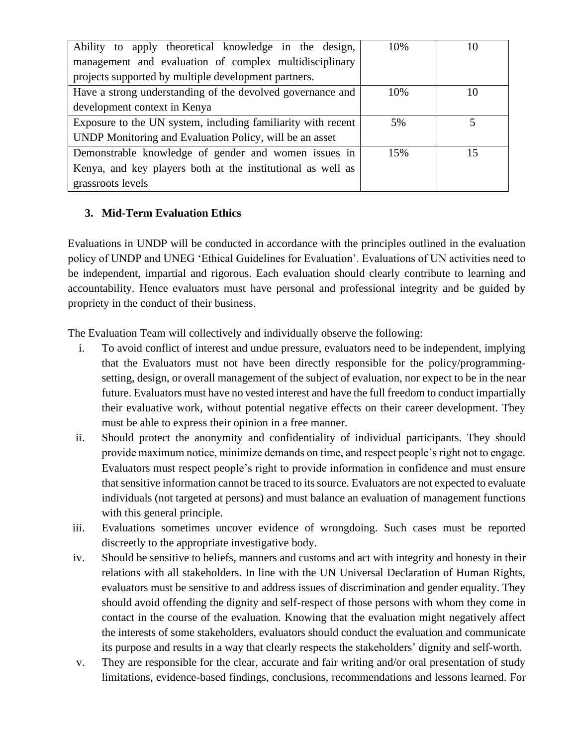| | | |
|---|---|---|
| Ability to apply theoretical knowledge in the design, management and evaluation of complex multidisciplinary projects supported by multiple development partners. | 10% | 10 |
| Have a strong understanding of the devolved governance and development context in Kenya | 10% | 10 |
| Exposure to the UN system, including familiarity with recent UNDP Monitoring and Evaluation Policy, will be an asset | 5% | 5 |
| Demonstrable knowledge of gender and women issues in Kenya, and key players both at the institutional as well as grassroots levels | 15% | 15 |

### 3. Mid-Term Evaluation Ethics

Evaluations in UNDP will be conducted in accordance with the principles outlined in the evaluation policy of UNDP and UNEG 'Ethical Guidelines for Evaluation'. Evaluations of UN activities need to be independent, impartial and rigorous. Each evaluation should clearly contribute to learning and accountability. Hence evaluators must have personal and professional integrity and be guided by propriety in the conduct of their business.

The Evaluation Team will collectively and individually observe the following:

i. To avoid conflict of interest and undue pressure, evaluators need to be independent, implying that the Evaluators must not have been directly responsible for the policy/programming-setting, design, or overall management of the subject of evaluation, nor expect to be in the near future. Evaluators must have no vested interest and have the full freedom to conduct impartially their evaluative work, without potential negative effects on their career development. They must be able to express their opinion in a free manner.

ii. Should protect the anonymity and confidentiality of individual participants. They should provide maximum notice, minimize demands on time, and respect people's right not to engage. Evaluators must respect people's right to provide information in confidence and must ensure that sensitive information cannot be traced to its source. Evaluators are not expected to evaluate individuals (not targeted at persons) and must balance an evaluation of management functions with this general principle.

iii. Evaluations sometimes uncover evidence of wrongdoing. Such cases must be reported discreetly to the appropriate investigative body.

iv. Should be sensitive to beliefs, manners and customs and act with integrity and honesty in their relations with all stakeholders. In line with the UN Universal Declaration of Human Rights, evaluators must be sensitive to and address issues of discrimination and gender equality. They should avoid offending the dignity and self-respect of those persons with whom they come in contact in the course of the evaluation. Knowing that the evaluation might negatively affect the interests of some stakeholders, evaluators should conduct the evaluation and communicate its purpose and results in a way that clearly respects the stakeholders' dignity and self-worth.

v. They are responsible for the clear, accurate and fair writing and/or oral presentation of study limitations, evidence-based findings, conclusions, recommendations and lessons learned. For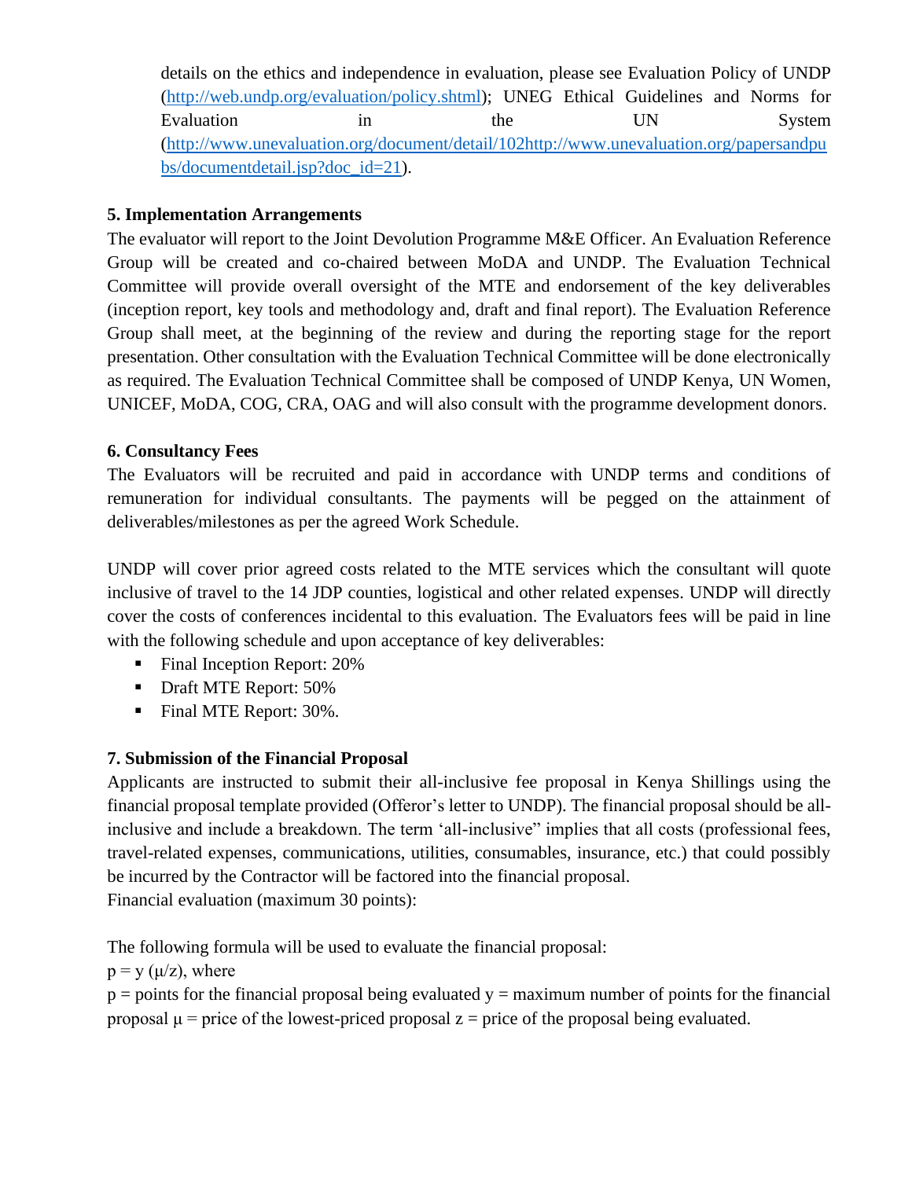details on the ethics and independence in evaluation, please see Evaluation Policy of UNDP (http://web.undp.org/evaluation/policy.shtml); UNEG Ethical Guidelines and Norms for Evaluation in the UN System (http://www.unevaluation.org/document/detail/102http://www.unevaluation.org/papersandpubs/documentdetail.jsp?doc_id=21).

### 5. Implementation Arrangements

The evaluator will report to the Joint Devolution Programme M&E Officer. An Evaluation Reference Group will be created and co-chaired between MoDA and UNDP. The Evaluation Technical Committee will provide overall oversight of the MTE and endorsement of the key deliverables (inception report, key tools and methodology and, draft and final report). The Evaluation Reference Group shall meet, at the beginning of the review and during the reporting stage for the report presentation. Other consultation with the Evaluation Technical Committee will be done electronically as required. The Evaluation Technical Committee shall be composed of UNDP Kenya, UN Women, UNICEF, MoDA, COG, CRA, OAG and will also consult with the programme development donors.

### 6. Consultancy Fees

The Evaluators will be recruited and paid in accordance with UNDP terms and conditions of remuneration for individual consultants. The payments will be pegged on the attainment of deliverables/milestones as per the agreed Work Schedule.

UNDP will cover prior agreed costs related to the MTE services which the consultant will quote inclusive of travel to the 14 JDP counties, logistical and other related expenses. UNDP will directly cover the costs of conferences incidental to this evaluation. The Evaluators fees will be paid in line with the following schedule and upon acceptance of key deliverables:

- Final Inception Report: 20%
- Draft MTE Report: 50%
- Final MTE Report: 30%.

### 7. Submission of the Financial Proposal

Applicants are instructed to submit their all-inclusive fee proposal in Kenya Shillings using the financial proposal template provided (Offeror's letter to UNDP). The financial proposal should be all-inclusive and include a breakdown. The term 'all-inclusive" implies that all costs (professional fees, travel-related expenses, communications, utilities, consumables, insurance, etc.) that could possibly be incurred by the Contractor will be factored into the financial proposal.
Financial evaluation (maximum 30 points):

The following formula will be used to evaluate the financial proposal:
$p = y (\mu/z)$, where
$p$ = points for the financial proposal being evaluated $y$ = maximum number of points for the financial proposal $\mu$ = price of the lowest-priced proposal $z$ = price of the proposal being evaluated.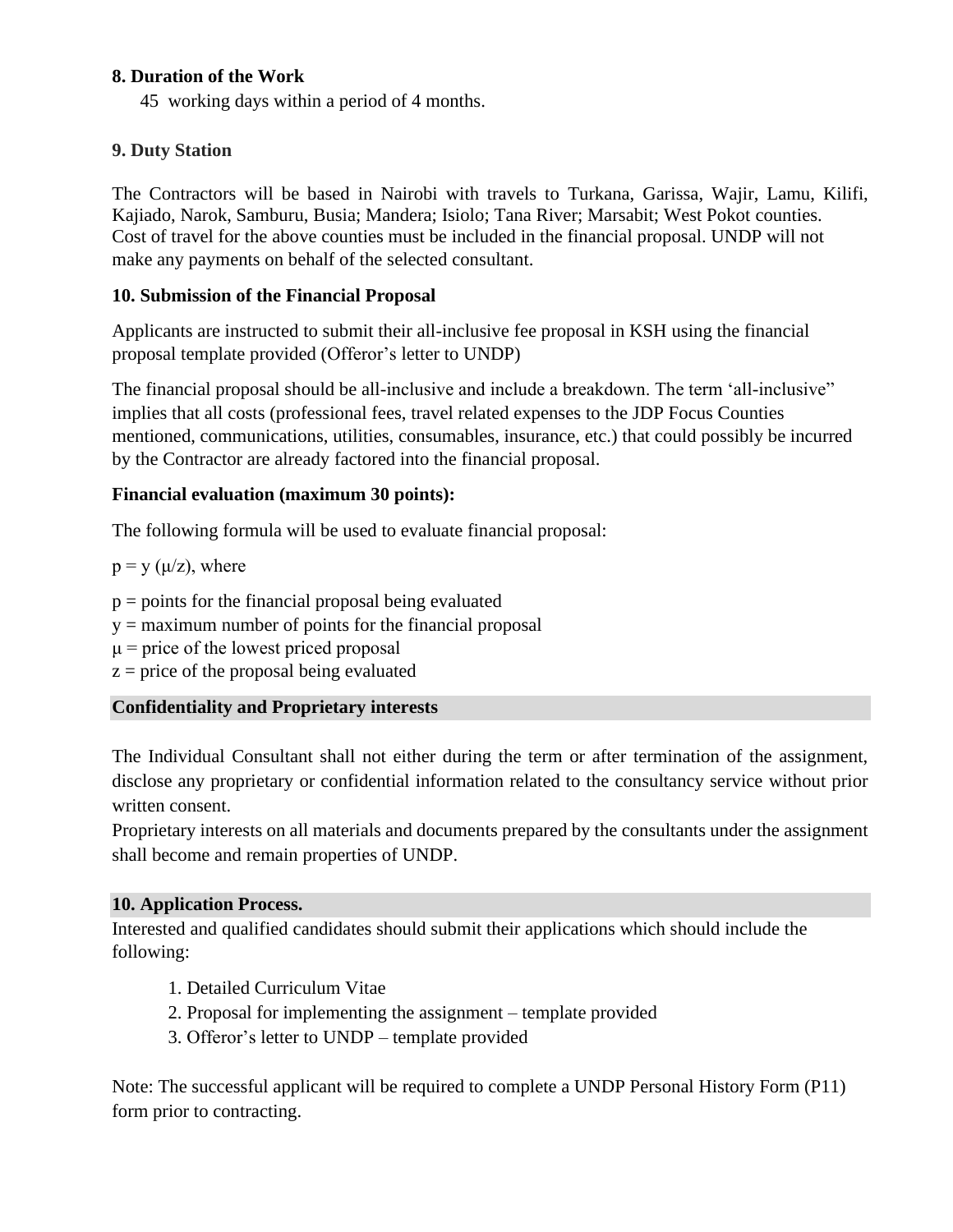**8. Duration of the Work**

45 working days within a period of 4 months.

**9. Duty Station**

The Contractors will be based in Nairobi with travels to Turkana, Garissa, Wajir, Lamu, Kilifi, Kajiado, Narok, Samburu, Busia; Mandera; Isiolo; Tana River; Marsabit; West Pokot counties. Cost of travel for the above counties must be included in the financial proposal. UNDP will not make any payments on behalf of the selected consultant.

**10. Submission of the Financial Proposal**

Applicants are instructed to submit their all-inclusive fee proposal in KSH using the financial proposal template provided (Offeror's letter to UNDP)

The financial proposal should be all-inclusive and include a breakdown. The term 'all-inclusive" implies that all costs (professional fees, travel related expenses to the JDP Focus Counties mentioned, communications, utilities, consumables, insurance, etc.) that could possibly be incurred by the Contractor are already factored into the financial proposal.

**Financial evaluation (maximum 30 points):**

The following formula will be used to evaluate financial proposal:

$p = y\ (\mu/z)$, where

$p$ = points for the financial proposal being evaluated
$y$ = maximum number of points for the financial proposal
$\mu$ = price of the lowest priced proposal
$z$ = price of the proposal being evaluated

**Confidentiality and Proprietary interests**

The Individual Consultant shall not either during the term or after termination of the assignment, disclose any proprietary or confidential information related to the consultancy service without prior written consent.
Proprietary interests on all materials and documents prepared by the consultants under the assignment shall become and remain properties of UNDP.

**10. Application Process.**

Interested and qualified candidates should submit their applications which should include the following:

1. Detailed Curriculum Vitae
2. Proposal for implementing the assignment – template provided
3. Offeror's letter to UNDP – template provided

Note: The successful applicant will be required to complete a UNDP Personal History Form (P11) form prior to contracting.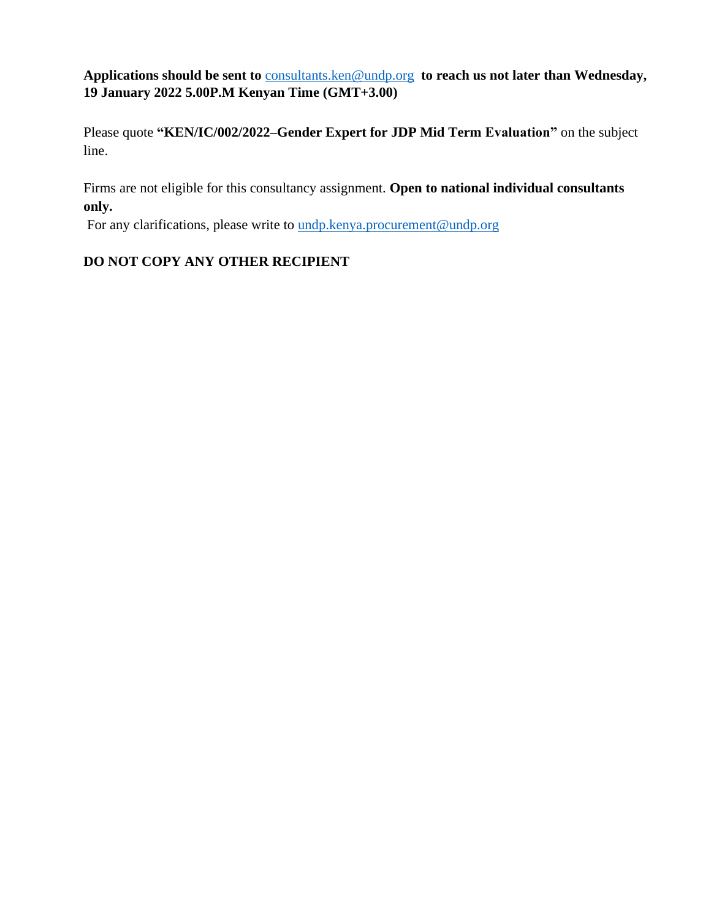**Applications should be sent to** consultants.ken@undp.org **to reach us not later than Wednesday, 19 January 2022 5.00P.M Kenyan Time (GMT+3.00)**

Please quote **"KEN/IC/002/2022–Gender Expert for JDP Mid Term Evaluation"** on the subject line.

Firms are not eligible for this consultancy assignment. **Open to national individual consultants only.**

For any clarifications, please write to undp.kenya.procurement@undp.org

**DO NOT COPY ANY OTHER RECIPIENT**